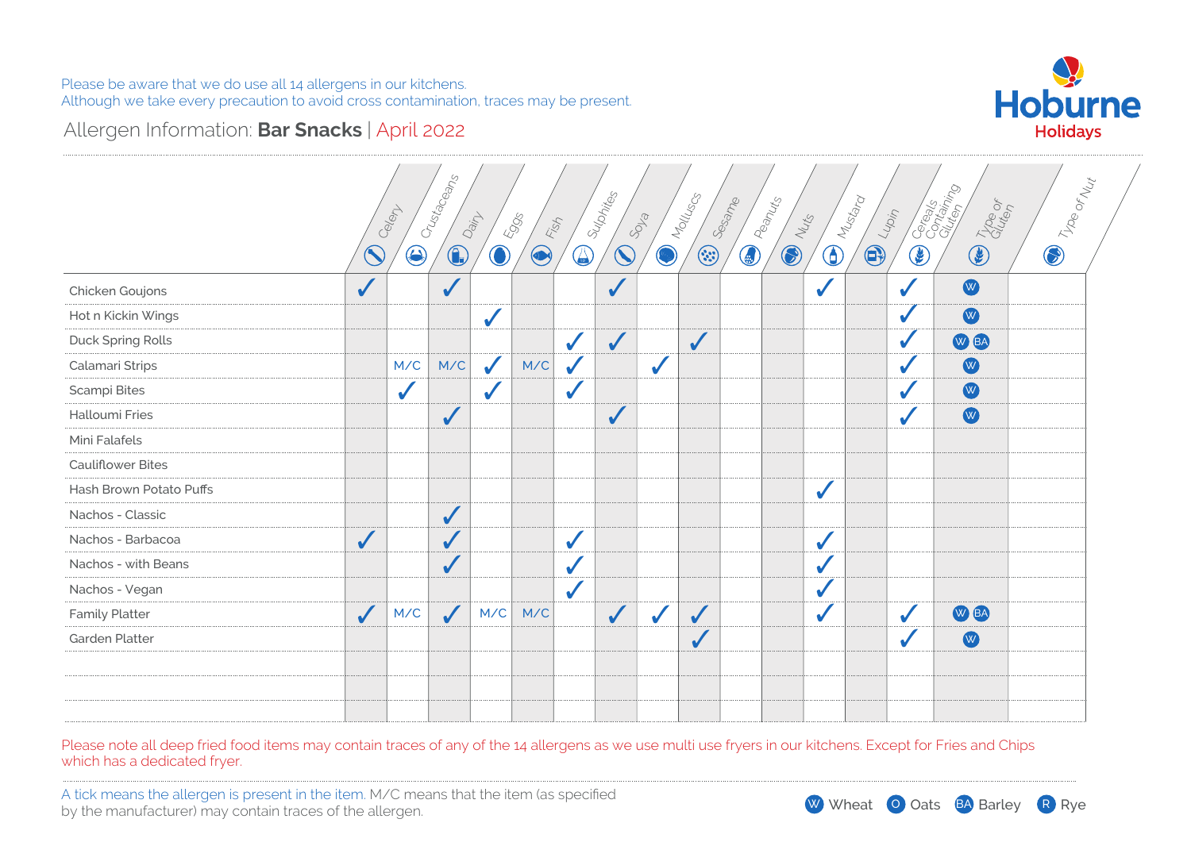Please be aware that we do use all 14 allergens in our kitchens.
Although we take every precaution to avoid cross contamination, traces may be present.

**Hoburne Holidays**

## Allergen Information: **Bar Snacks** | April 2022

| | Celery | Crustaceans | Dairy | Eggs | Fish | Sulphites | Soya | Molluscs | Sesame | Peanuts | Nuts | Mustard | Lupin | Cereals Containing Gluten | Type of Gluten | Type of Nut |
|---|---|---|---|---|---|---|---|---|---|---|---|---|---|---|---|---|
| Chicken Goujons | ✓ | | ✓ | | | | ✓ | | | | | ✓ | | ✓ | W | |
| Hot n Kickin Wings | | | | ✓ | | | | | | | | | | ✓ | W | |
| Duck Spring Rolls | | | | | | ✓ | ✓ | | ✓ | | | | | ✓ | W BA | |
| Calamari Strips | | M/C | M/C | ✓ | M/C | ✓ | | ✓ | | | | | | ✓ | W | |
| Scampi Bites | | ✓ | | ✓ | | ✓ | | | | | | | | ✓ | W | |
| Halloumi Fries | | | ✓ | | | | ✓ | | | | | | | ✓ | W | |
| Mini Falafels | | | | | | | | | | | | | | | | |
| Cauliflower Bites | | | | | | | | | | | | | | | | |
| Hash Brown Potato Puffs | | | | | | | | | | | | ✓ | | | | |
| Nachos - Classic | | | ✓ | | | | | | | | | | | | | |
| Nachos - Barbacoa | ✓ | | ✓ | | | ✓ | | | | | | ✓ | | | | |
| Nachos - with Beans | | | ✓ | | | ✓ | | | | | | ✓ | | | | |
| Nachos - Vegan | | | | | | ✓ | | | | | | ✓ | | | | |
| Family Platter | ✓ | M/C | ✓ | M/C | M/C | | ✓ | ✓ | ✓ | | | ✓ | | ✓ | W BA | |
| Garden Platter | | | | | | | | | ✓ | | | | | ✓ | W | |

Please note all deep fried food items may contain traces of any of the 14 allergens as we use multi use fryers in our kitchens. Except for Fries and Chips which has a dedicated fryer.

A tick means the allergen is present in the item. M/C means that the item (as specified by the manufacturer) may contain traces of the allergen.

W Wheat   O Oats   BA Barley   R Rye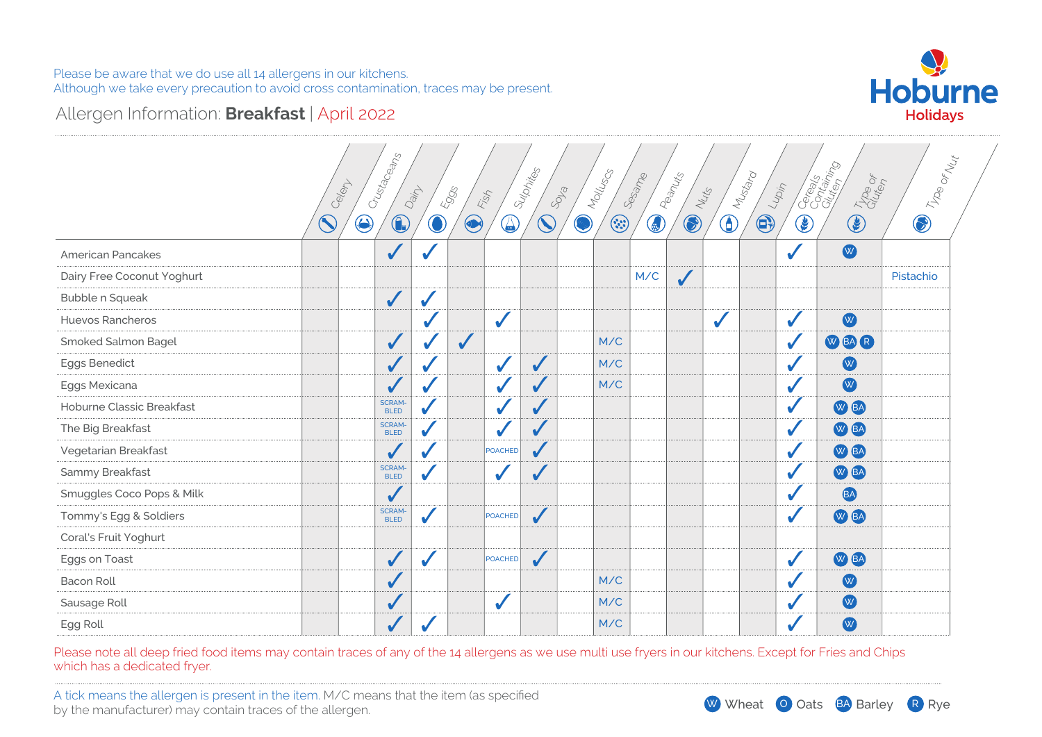Please be aware that we do use all 14 allergens in our kitchens.
Although we take every precaution to avoid cross contamination, traces may be present.

# Allergen Information: **Breakfast** | April 2022

| | Celery | Crustaceans | Dairy | Eggs | Fish | Sulphites | Soya | Molluscs | Sesame | Peanuts | Nuts | Mustard | Lupin | Cereals Containing Gluten | Type of Gluten | Type of Nut |
|---|---|---|---|---|---|---|---|---|---|---|---|---|---|---|---|---|
| American Pancakes | | | ✓ | ✓ | | | | | | | | | | ✓ | W | |
| Dairy Free Coconut Yoghurt | | | | | | | | | | M/C | ✓ | | | | | Pistachio |
| Bubble n Squeak | | | ✓ | ✓ | | | | | | | | | | | | |
| Huevos Rancheros | | | | ✓ | | ✓ | | | | | | ✓ | | ✓ | W | |
| Smoked Salmon Bagel | | | ✓ | ✓ | ✓ | | | | M/C | | | | | ✓ | W BA R | |
| Eggs Benedict | | | ✓ | ✓ | | ✓ | ✓ | | M/C | | | | | ✓ | W | |
| Eggs Mexicana | | | ✓ | ✓ | | ✓ | ✓ | | M/C | | | | | ✓ | W | |
| Hoburne Classic Breakfast | | | SCRAMBLED | ✓ | | ✓ | ✓ | | | | | | | ✓ | W BA | |
| The Big Breakfast | | | SCRAMBLED | ✓ | | ✓ | ✓ | | | | | | | ✓ | W BA | |
| Vegetarian Breakfast | | | ✓ | ✓ | | POACHED | ✓ | | | | | | | ✓ | W BA | |
| Sammy Breakfast | | | SCRAMBLED | ✓ | | ✓ | ✓ | | | | | | | ✓ | W BA | |
| Smuggles Coco Pops & Milk | | | ✓ | | | | | | | | | | | ✓ | BA | |
| Tommy's Egg & Soldiers | | | SCRAMBLED | ✓ | | POACHED | ✓ | | | | | | | ✓ | W BA | |
| Coral's Fruit Yoghurt | | | | | | | | | | | | | | | | |
| Eggs on Toast | | | ✓ | ✓ | | POACHED | ✓ | | | | | | | ✓ | W BA | |
| Bacon Roll | | | ✓ | | | | | | M/C | | | | | ✓ | W | |
| Sausage Roll | | | ✓ | | | ✓ | | | M/C | | | | | ✓ | W | |
| Egg Roll | | | ✓ | ✓ | | | | | M/C | | | | | ✓ | W | |

Please note all deep fried food items may contain traces of any of the 14 allergens as we use multi use fryers in our kitchens. Except for Fries and Chips which has a dedicated fryer.

A tick means the allergen is present in the item. M/C means that the item (as specified by the manufacturer) may contain traces of the allergen.

W Wheat | O Oats | BA Barley | R Rye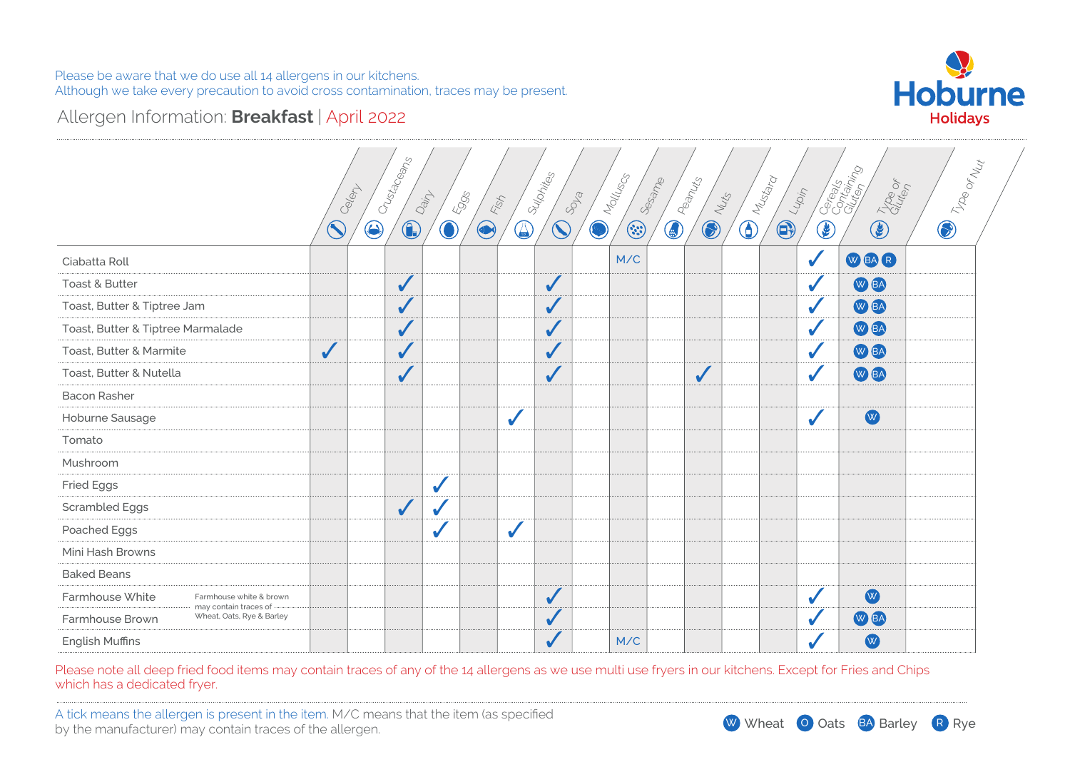Please be aware that we do use all 14 allergens in our kitchens.
Although we take every precaution to avoid cross contamination, traces may be present.

Hoburne Holidays

# Allergen Information: **Breakfast** | April 2022

| | Celery | Crustaceans | Dairy | Eggs | Fish | Sulphites | Soya | Molluscs | Sesame | Peanuts | Nuts | Mustard | Lupin | Cereals Containing Gluten | Type of Gluten | Type of Nut |
|---|---|---|---|---|---|---|---|---|---|---|---|---|---|---|---|---|
| Ciabatta Roll | | | | | | | | | M/C | | | | | ✓ | W BA R | |
| Toast & Butter | | | ✓ | | | | ✓ | | | | | | | ✓ | W BA | |
| Toast, Butter & Tiptree Jam | | | ✓ | | | | ✓ | | | | | | | ✓ | W BA | |
| Toast, Butter & Tiptree Marmalade | | | ✓ | | | | ✓ | | | | | | | ✓ | W BA | |
| Toast, Butter & Marmite | ✓ | | ✓ | | | | ✓ | | | | | | | ✓ | W BA | |
| Toast, Butter & Nutella | | | ✓ | | | | ✓ | | | | ✓ | | | ✓ | W BA | |
| Bacon Rasher | | | | | | | | | | | | | | | | |
| Hoburne Sausage | | | | | | ✓ | | | | | | | | ✓ | W | |
| Tomato | | | | | | | | | | | | | | | | |
| Mushroom | | | | | | | | | | | | | | | | |
| Fried Eggs | | | | ✓ | | | | | | | | | | | | |
| Scrambled Eggs | | | ✓ | ✓ | | | | | | | | | | | | |
| Poached Eggs | | | | ✓ | | ✓ | | | | | | | | | | |
| Mini Hash Browns | | | | | | | | | | | | | | | | |
| Baked Beans | | | | | | | | | | | | | | | | |
| Farmhouse White | | | | | | | ✓ | | | | | | | ✓ | W | |
| Farmhouse Brown | | | | | | | ✓ | | | | | | | ✓ | W BA | |
| English Muffins | | | | | | | ✓ | | M/C | | | | | ✓ | W | |

Farmhouse white & brown may contain traces of Wheat, Oats, Rye & Barley

Please note all deep fried food items may contain traces of any of the 14 allergens as we use multi use fryers in our kitchens. Except for Fries and Chips which has a dedicated fryer.

A tick means the allergen is present in the item. M/C means that the item (as specified by the manufacturer) may contain traces of the allergen.

W Wheat &nbsp; O Oats &nbsp; BA Barley &nbsp; R Rye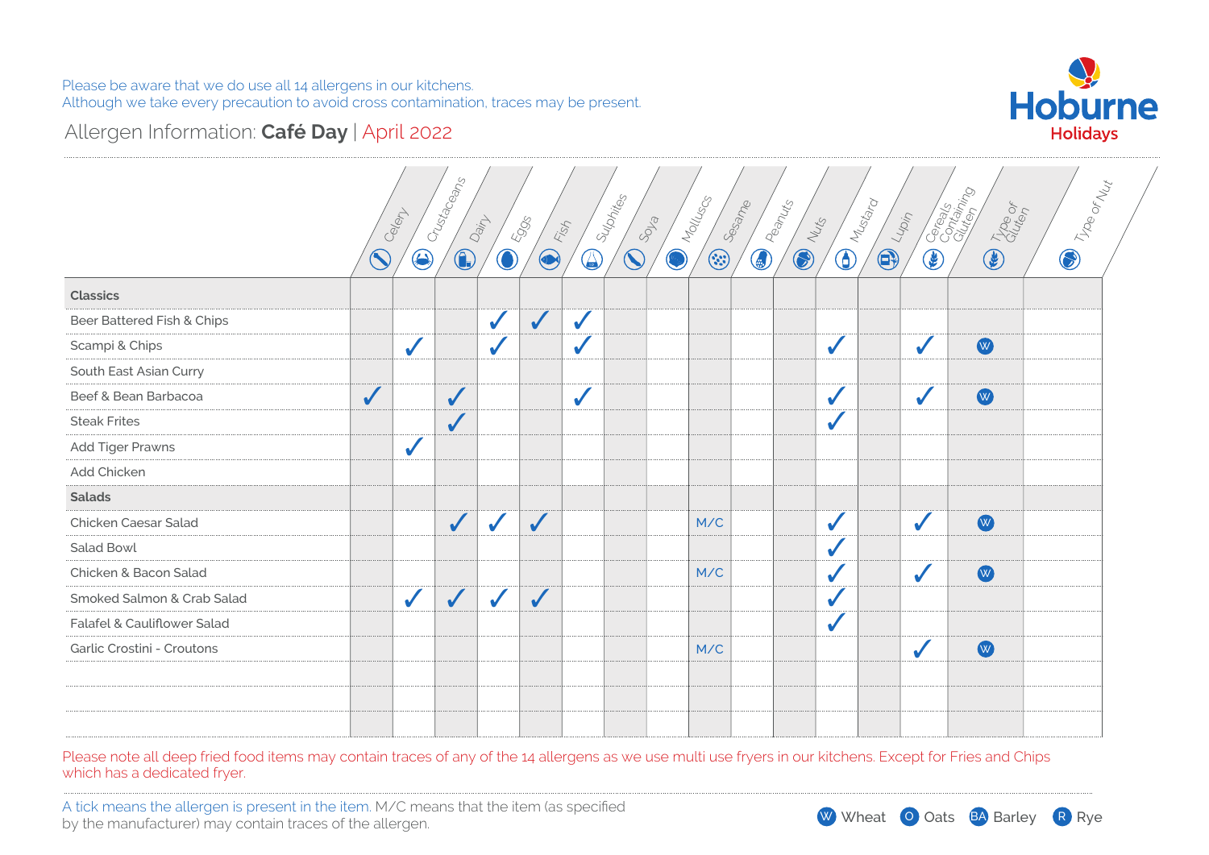Please be aware that we do use all 14 allergens in our kitchens.
Although we take every precaution to avoid cross contamination, traces may be present.

**Hoburne Holidays**

## Allergen Information: **Café Day** | April 2022

| | Celery | Crustaceans | Dairy | Eggs | Fish | Sulphites | Soya | Molluscs | Sesame | Peanuts | Nuts | Mustard | Lupin | Cereals Containing Gluten | Type of Gluten | Type of Nut |
|---|---|---|---|---|---|---|---|---|---|---|---|---|---|---|---|---|
| **Classics** | | | | | | | | | | | | | | | | |
| Beer Battered Fish & Chips | | | | ✓ | ✓ | ✓ | | | | | | | | | | |
| Scampi & Chips | | ✓ | | ✓ | | ✓ | | | | | | ✓ | | ✓ | W | |
| South East Asian Curry | | | | | | | | | | | | | | | | |
| Beef & Bean Barbacoa | ✓ | | ✓ | | | ✓ | | | | | | ✓ | | ✓ | W | |
| Steak Frites | | | ✓ | | | | | | | | | ✓ | | | | |
| Add Tiger Prawns | | ✓ | | | | | | | | | | | | | | |
| Add Chicken | | | | | | | | | | | | | | | | |
| **Salads** | | | | | | | | | | | | | | | | |
| Chicken Caesar Salad | | | ✓ | ✓ | ✓ | | | | M/C | | | ✓ | | ✓ | W | |
| Salad Bowl | | | | | | | | | | | | ✓ | | | | |
| Chicken & Bacon Salad | | | | | | | | | M/C | | | ✓ | | ✓ | W | |
| Smoked Salmon & Crab Salad | | ✓ | ✓ | ✓ | ✓ | | | | | | | ✓ | | | | |
| Falafel & Cauliflower Salad | | | | | | | | | | | | ✓ | | | | |
| Garlic Crostini - Croutons | | | | | | | | | M/C | | | | | ✓ | W | |

Please note all deep fried food items may contain traces of any of the 14 allergens as we use multi use fryers in our kitchens. Except for Fries and Chips which has a dedicated fryer.

A tick means the allergen is present in the item. M/C means that the item (as specified by the manufacturer) may contain traces of the allergen.

W Wheat | O Oats | BA Barley | R Rye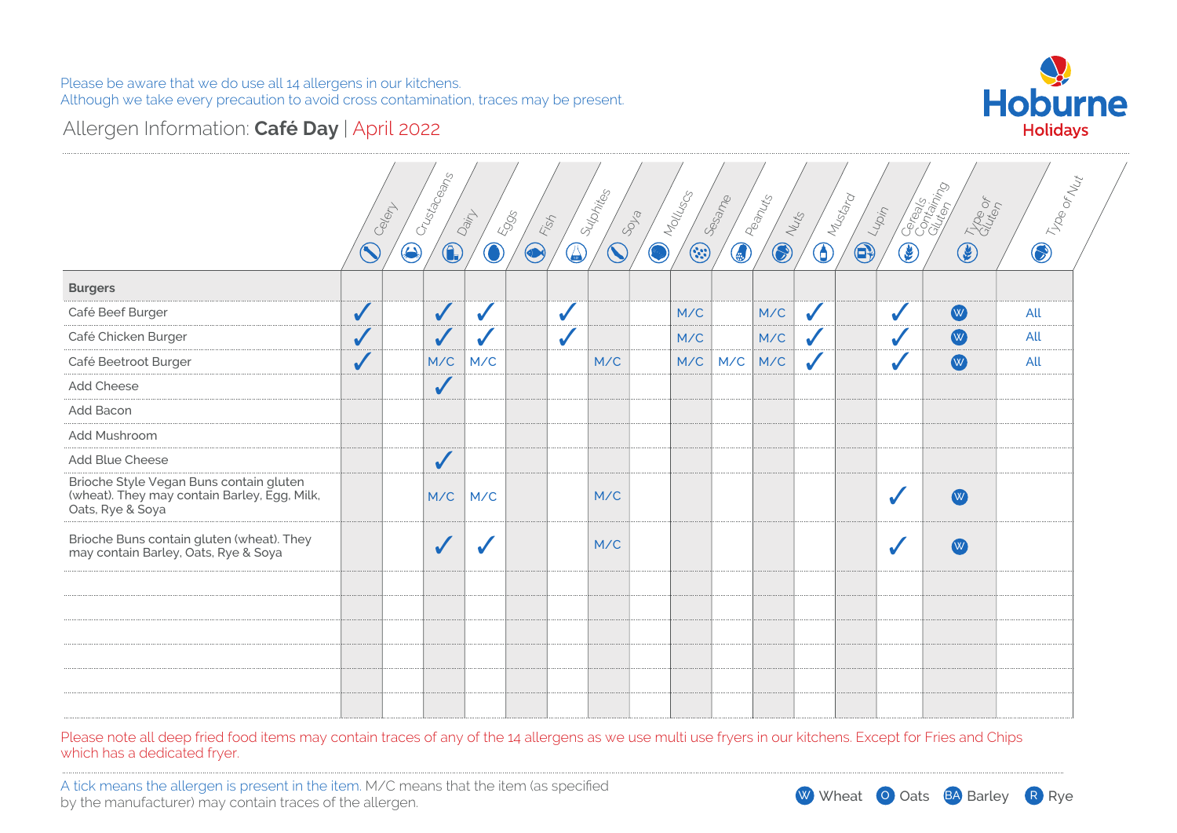Please be aware that we do use all 14 allergens in our kitchens.
Although we take every precaution to avoid cross contamination, traces may be present.

# Allergen Information: **Café Day** | April 2022

**Hoburne Holidays**

| | Celery | Crustaceans | Dairy | Eggs | Fish | Sulphites | Soya | Molluscs | Sesame | Peanuts | Nuts | Mustard | Lupin | Cereals Containing Gluten | Type of Gluten | Type of Nut |
|---|---|---|---|---|---|---|---|---|---|---|---|---|---|---|---|---|
| **Burgers** | | | | | | | | | | | | | | | | |
| Café Beef Burger | ✓ | | ✓ | ✓ | | ✓ | | | M/C | | M/C | ✓ | | ✓ | W | All |
| Café Chicken Burger | ✓ | | ✓ | ✓ | | ✓ | | | M/C | | M/C | ✓ | | ✓ | W | All |
| Café Beetroot Burger | ✓ | | M/C | M/C | | | M/C | | M/C | M/C | M/C | ✓ | | ✓ | W | All |
| Add Cheese | | | ✓ | | | | | | | | | | | | | |
| Add Bacon | | | | | | | | | | | | | | | | |
| Add Mushroom | | | | | | | | | | | | | | | | |
| Add Blue Cheese | | | ✓ | | | | | | | | | | | | | |
| Brioche Style Vegan Buns contain gluten (wheat). They may contain Barley, Egg, Milk, Oats, Rye & Soya | | | M/C | M/C | | | M/C | | | | | | | ✓ | W | |
| Brioche Buns contain gluten (wheat). They may contain Barley, Oats, Rye & Soya | | | ✓ | ✓ | | | M/C | | | | | | | ✓ | W | |

Please note all deep fried food items may contain traces of any of the 14 allergens as we use multi use fryers in our kitchens. Except for Fries and Chips which has a dedicated fryer.

A tick means the allergen is present in the item. M/C means that the item (as specified by the manufacturer) may contain traces of the allergen.

W Wheat   O Oats   BA Barley   R Rye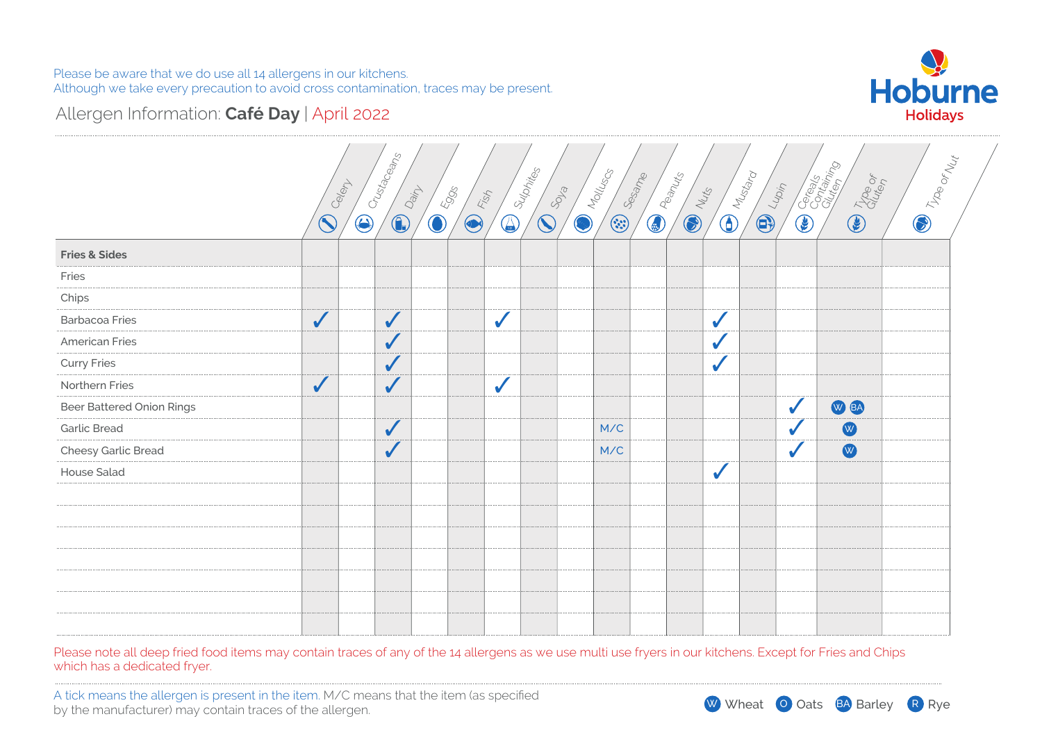Please be aware that we do use all 14 allergens in our kitchens.
Although we take every precaution to avoid cross contamination, traces may be present.

Hoburne Holidays

## Allergen Information: **Café Day** | April 2022

| | Celery | Crustaceans | Dairy | Eggs | Fish | Sulphites | Soya | Molluscs | Sesame | Peanuts | Nuts | Mustard | Lupin | Cereals Containing Gluten | Type of Gluten | Type of Nut |
|---|---|---|---|---|---|---|---|---|---|---|---|---|---|---|---|---|
| **Fries & Sides** | | | | | | | | | | | | | | | | |
| Fries | | | | | | | | | | | | | | | | |
| Chips | | | | | | | | | | | | | | | | |
| Barbacoa Fries | ✓ | | ✓ | | | ✓ | | | | | | ✓ | | | | |
| American Fries | | | ✓ | | | | | | | | | ✓ | | | | |
| Curry Fries | | | ✓ | | | | | | | | | ✓ | | | | |
| Northern Fries | ✓ | | ✓ | | | ✓ | | | | | | | | | | |
| Beer Battered Onion Rings | | | | | | | | | | | | | | ✓ | W BA | |
| Garlic Bread | | | ✓ | | | | | | M/C | | | | | ✓ | W | |
| Cheesy Garlic Bread | | | ✓ | | | | | | M/C | | | | | ✓ | W | |
| House Salad | | | | | | | | | | | | ✓ | | | | |

Please note all deep fried food items may contain traces of any of the 14 allergens as we use multi use fryers in our kitchens. Except for Fries and Chips which has a dedicated fryer.

A tick means the allergen is present in the item. M/C means that the item (as specified by the manufacturer) may contain traces of the allergen.

W Wheat  O Oats  BA Barley  R Rye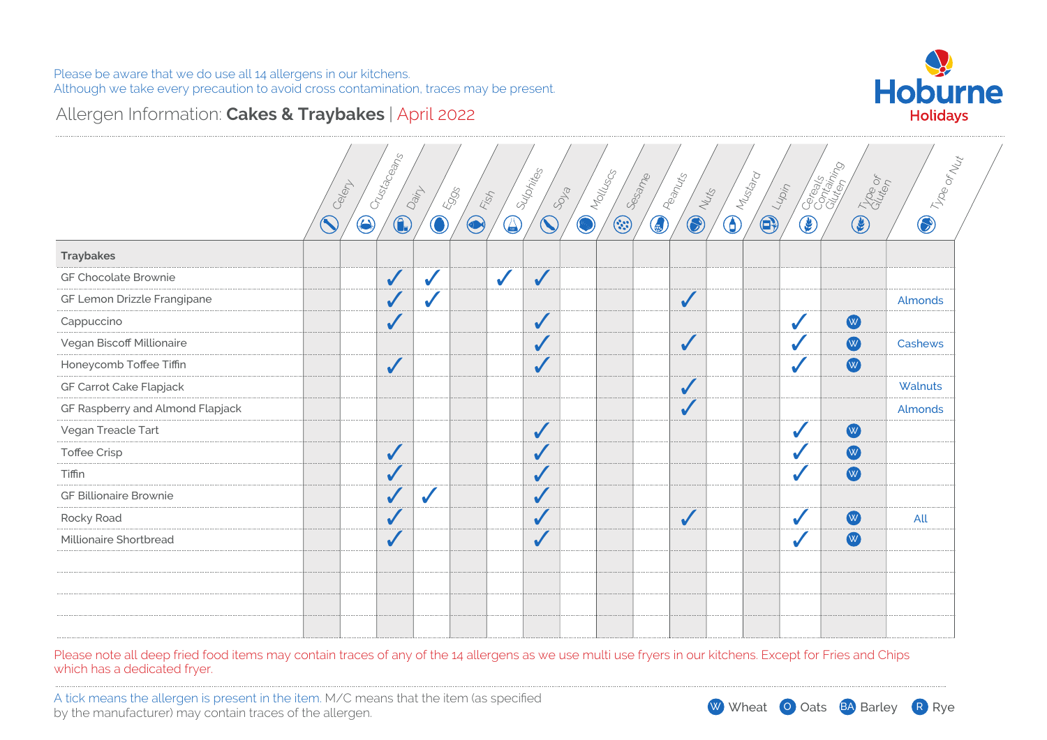Please be aware that we do use all 14 allergens in our kitchens.
Although we take every precaution to avoid cross contamination, traces may be present.

Hoburne Holidays

## Allergen Information: **Cakes & Traybakes** | April 2022

| | Celery | Crustaceans | Dairy | Eggs | Fish | Sulphites | Soya | Molluscs | Sesame | Peanuts | Nuts | Mustard | Lupin | Cereals Containing Gluten | Type of Gluten | Type of Nut |
|---|---|---|---|---|---|---|---|---|---|---|---|---|---|---|---|---|
| **Traybakes** | | | | | | | | | | | | | | | | |
| GF Chocolate Brownie | | | ✓ | ✓ | | ✓ | ✓ | | | | | | | | | |
| GF Lemon Drizzle Frangipane | | | ✓ | ✓ | | | | | | | ✓ | | | | | Almonds |
| Cappuccino | | | ✓ | | | | ✓ | | | | | | | ✓ | W | |
| Vegan Biscoff Millionaire | | | | | | | ✓ | | | | ✓ | | | ✓ | W | Cashews |
| Honeycomb Toffee Tiffin | | | ✓ | | | | ✓ | | | | | | | ✓ | W | |
| GF Carrot Cake Flapjack | | | | | | | | | | | ✓ | | | | | Walnuts |
| GF Raspberry and Almond Flapjack | | | | | | | | | | | ✓ | | | | | Almonds |
| Vegan Treacle Tart | | | | | | | ✓ | | | | | | | ✓ | W | |
| Toffee Crisp | | | ✓ | | | | ✓ | | | | | | | ✓ | W | |
| Tiffin | | | ✓ | | | | ✓ | | | | | | | ✓ | W | |
| GF Billionaire Brownie | | | ✓ | ✓ | | | ✓ | | | | | | | | | |
| Rocky Road | | | ✓ | | | | ✓ | | | | ✓ | | | ✓ | W | All |
| Millionaire Shortbread | | | ✓ | | | | ✓ | | | | | | | ✓ | W | |

Please note all deep fried food items may contain traces of any of the 14 allergens as we use multi use fryers in our kitchens. Except for Fries and Chips which has a dedicated fryer.

A tick means the allergen is present in the item. M/C means that the item (as specified by the manufacturer) may contain traces of the allergen.

W Wheat O Oats BA Barley R Rye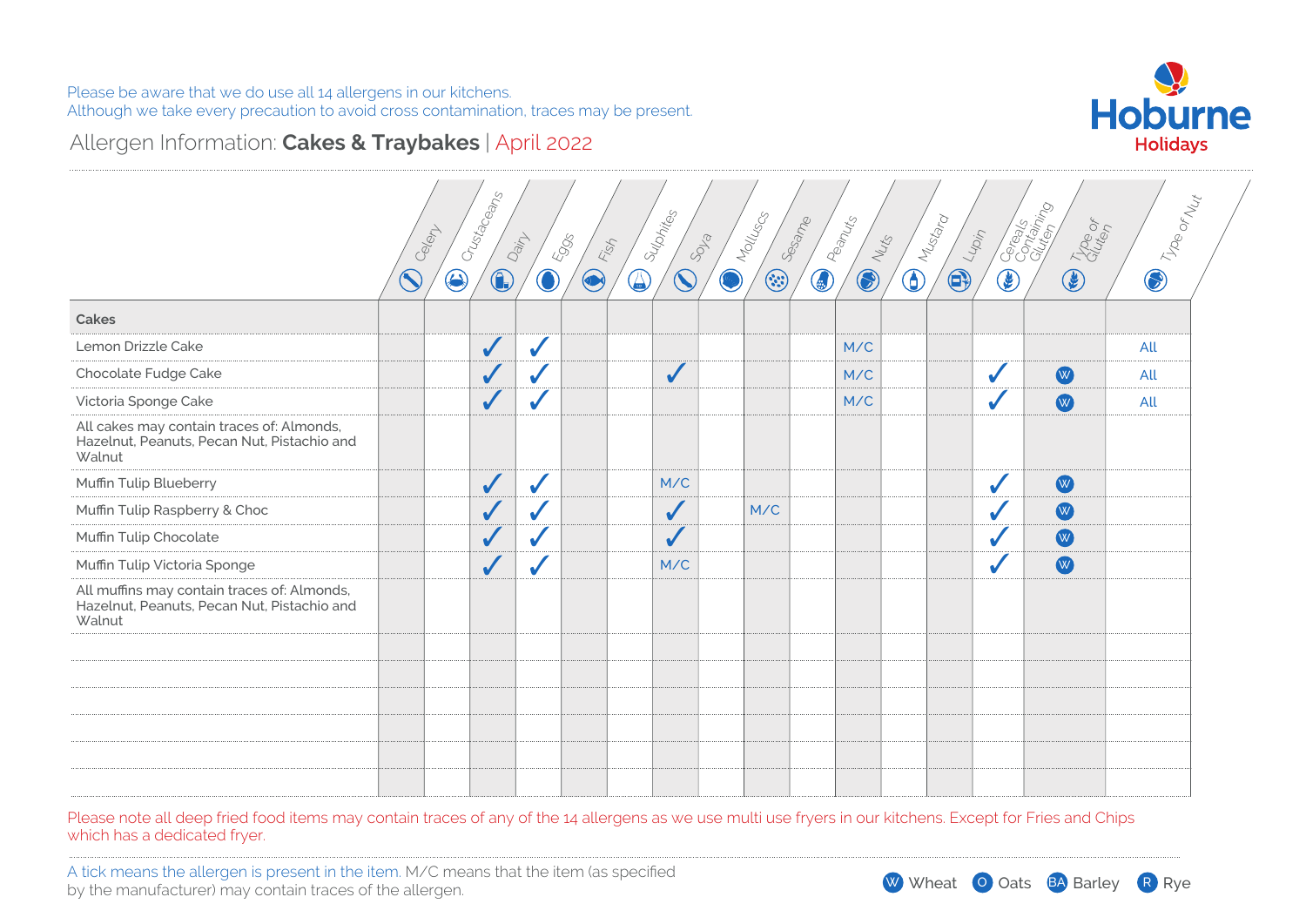Please be aware that we do use all 14 allergens in our kitchens.
Although we take every precaution to avoid cross contamination, traces may be present.

Hoburne Holidays

# Allergen Information: **Cakes & Traybakes** | April 2022

| | Celery | Crustaceans | Dairy | Eggs | Fish | Sulphites | Soya | Molluscs | Sesame | Peanuts | Nuts | Mustard | Lupin | Cereals Containing Gluten | Type of Gluten | Type of Nut |
|---|---|---|---|---|---|---|---|---|---|---|---|---|---|---|---|---|
| **Cakes** | | | | | | | | | | | | | | | | |
| Lemon Drizzle Cake | | | ✓ | ✓ | | | | | | | M/C | | | | | All |
| Chocolate Fudge Cake | | | ✓ | ✓ | | | ✓ | | | | M/C | | | ✓ | W | All |
| Victoria Sponge Cake | | | ✓ | ✓ | | | | | | | M/C | | | ✓ | W | All |
| All cakes may contain traces of: Almonds, Hazelnut, Peanuts, Pecan Nut, Pistachio and Walnut | | | | | | | | | | | | | | | | |
| Muffin Tulip Blueberry | | | ✓ | ✓ | | | M/C | | | | | | | ✓ | W | |
| Muffin Tulip Raspberry & Choc | | | ✓ | ✓ | | | ✓ | | M/C | | | | | ✓ | W | |
| Muffin Tulip Chocolate | | | ✓ | ✓ | | | ✓ | | | | | | | ✓ | W | |
| Muffin Tulip Victoria Sponge | | | ✓ | ✓ | | | M/C | | | | | | | ✓ | W | |
| All muffins may contain traces of: Almonds, Hazelnut, Peanuts, Pecan Nut, Pistachio and Walnut | | | | | | | | | | | | | | | | |

Please note all deep fried food items may contain traces of any of the 14 allergens as we use multi use fryers in our kitchens. Except for Fries and Chips which has a dedicated fryer.

A tick means the allergen is present in the item. M/C means that the item (as specified by the manufacturer) may contain traces of the allergen.

W Wheat   O Oats   BA Barley   R Rye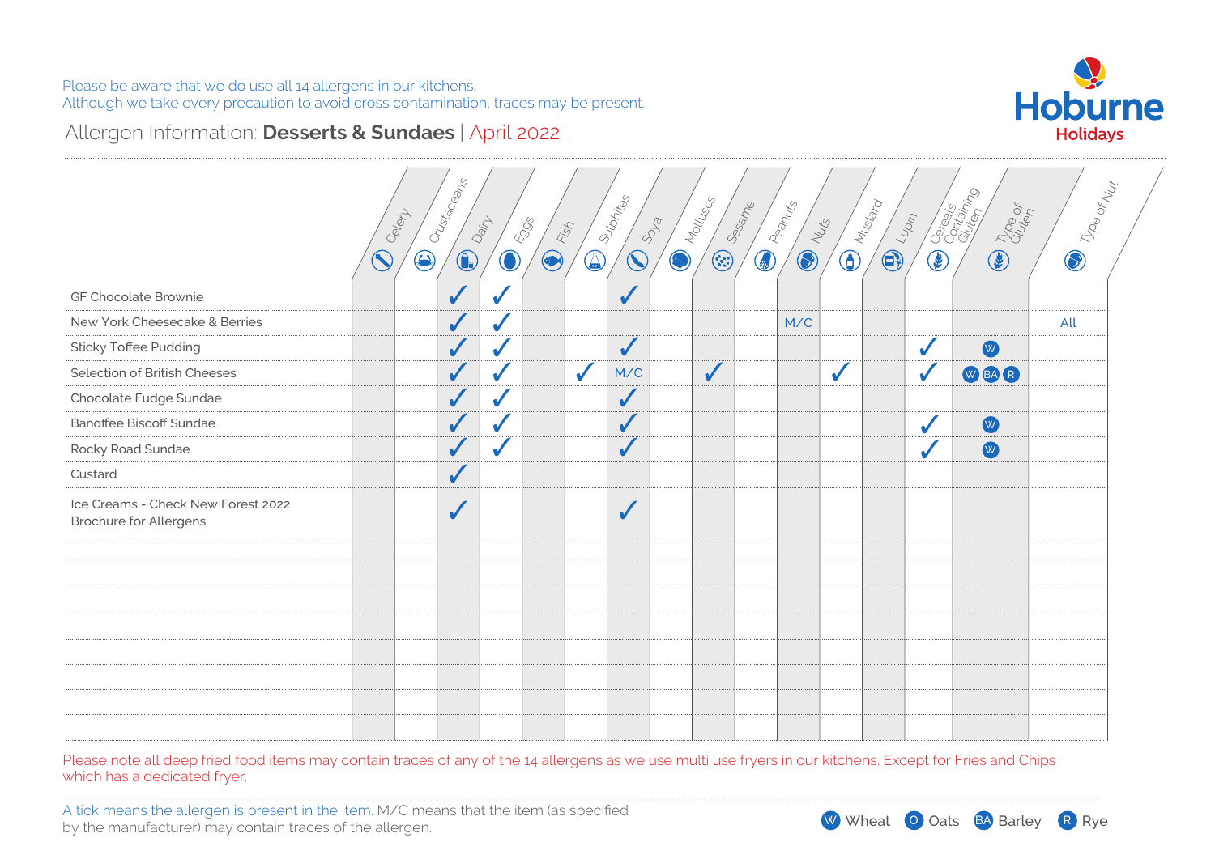Please be aware that we do use all 14 allergens in our kitchens.
Although we take every precaution to avoid cross contamination, traces may be present.

# Allergen Information: **Desserts & Sundaes** | April 2022

| | Celery | Crustaceans | Dairy | Eggs | Fish | Sulphites | Soya | Molluscs | Sesame | Peanuts | Nuts | Mustard | Lupin | Cereals Containing Gluten | Type of Gluten | Type of Nut |
|---|---|---|---|---|---|---|---|---|---|---|---|---|---|---|---|---|
| GF Chocolate Brownie | | | ✓ | ✓ | | | ✓ | | | | | | | | | |
| New York Cheesecake & Berries | | | ✓ | ✓ | | | | | | | M/C | | | | | All |
| Sticky Toffee Pudding | | | ✓ | ✓ | | | ✓ | | | | | | | ✓ | W | |
| Selection of British Cheeses | | | ✓ | ✓ | | ✓ | M/C | | ✓ | | | ✓ | | ✓ | W BA R | |
| Chocolate Fudge Sundae | | | ✓ | ✓ | | | ✓ | | | | | | | | | |
| Banoffee Biscoff Sundae | | | ✓ | ✓ | | | ✓ | | | | | | | ✓ | W | |
| Rocky Road Sundae | | | ✓ | ✓ | | | ✓ | | | | | | | ✓ | W | |
| Custard | | | ✓ | | | | | | | | | | | | | |
| Ice Creams - Check New Forest 2022 Brochure for Allergens | | | ✓ | | | | ✓ | | | | | | | | | |

Please note all deep fried food items may contain traces of any of the 14 allergens as we use multi use fryers in our kitchens. Except for Fries and Chips which has a dedicated fryer.

A tick means the allergen is present in the item. M/C means that the item (as specified by the manufacturer) may contain traces of the allergen.

W Wheat, O Oats, BA Barley, R Rye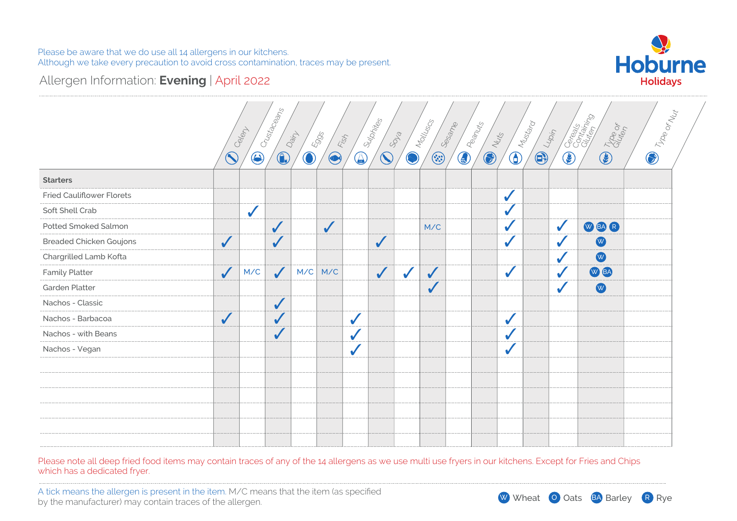Please be aware that we do use all 14 allergens in our kitchens.
Although we take every precaution to avoid cross contamination, traces may be present.

Hoburne Holidays

## Allergen Information: **Evening** | April 2022

| Starters | Celery | Crustaceans | Dairy | Eggs | Fish | Sulphites | Soya | Molluscs | Sesame | Peanuts | Nuts | Mustard | Lupin | Cereals Containing Gluten | Type of Gluten | Type of Nut |
|---|---|---|---|---|---|---|---|---|---|---|---|---|---|---|---|---|
| Fried Cauliflower Florets | | | | | | | | | | | | ✓ | | | | |
| Soft Shell Crab | | ✓ | | | | | | | | | | ✓ | | | | |
| Potted Smoked Salmon | | | ✓ | | ✓ | | | | M/C | | | ✓ | | ✓ | W BA R | |
| Breaded Chicken Goujons | ✓ | | ✓ | | | | ✓ | | | | | ✓ | | ✓ | W | |
| Chargrilled Lamb Kofta | | | | | | | | | | | | | | ✓ | W | |
| Family Platter | ✓ | M/C | ✓ | M/C | M/C | | ✓ | ✓ | ✓ | | | ✓ | | ✓ | W BA | |
| Garden Platter | | | | | | | | | ✓ | | | | | ✓ | W | |
| Nachos - Classic | | | ✓ | | | | | | | | | | | | | |
| Nachos - Barbacoa | ✓ | | ✓ | | | ✓ | | | | | | ✓ | | | | |
| Nachos - with Beans | | | ✓ | | | ✓ | | | | | | ✓ | | | | |
| Nachos - Vegan | | | | | | ✓ | | | | | | ✓ | | | | |

Please note all deep fried food items may contain traces of any of the 14 allergens as we use multi use fryers in our kitchens. Except for Fries and Chips which has a dedicated fryer.

A tick means the allergen is present in the item. M/C means that the item (as specified by the manufacturer) may contain traces of the allergen.

W Wheat   O Oats   BA Barley   R Rye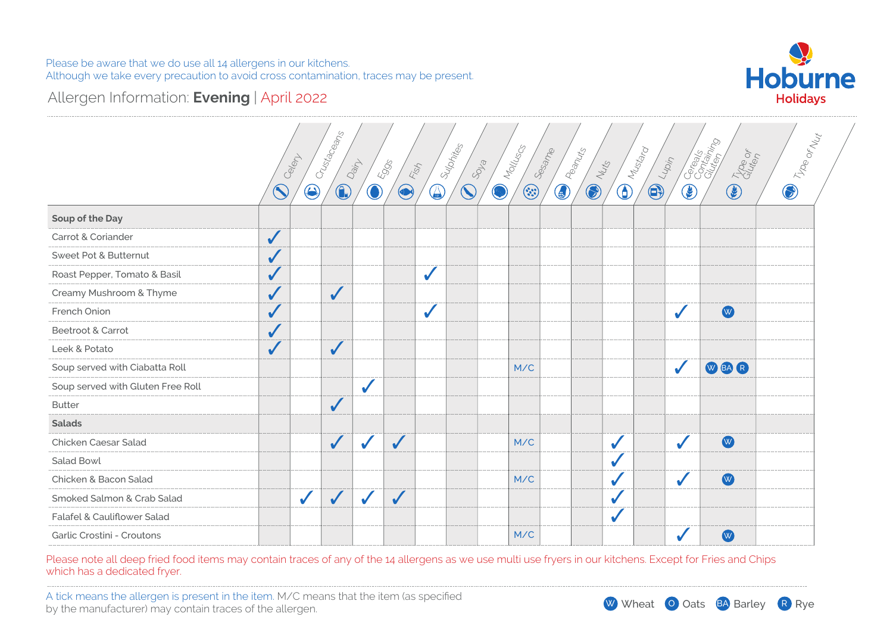Please be aware that we do use all 14 allergens in our kitchens.
Although we take every precaution to avoid cross contamination, traces may be present.

Hoburne Holidays

## Allergen Information: **Evening** | April 2022

| | Celery | Crustaceans | Dairy | Eggs | Fish | Sulphites | Soya | Molluscs | Sesame | Peanuts | Nuts | Mustard | Lupin | Cereals Containing Gluten | Type of Gluten | Type of Nut |
|---|---|---|---|---|---|---|---|---|---|---|---|---|---|---|---|---|
| **Soup of the Day** | | | | | | | | | | | | | | | | |
| Carrot & Coriander | ✓ | | | | | | | | | | | | | | | |
| Sweet Pot & Butternut | ✓ | | | | | | | | | | | | | | | |
| Roast Pepper, Tomato & Basil | ✓ | | | | | ✓ | | | | | | | | | | |
| Creamy Mushroom & Thyme | ✓ | | ✓ | | | | | | | | | | | | | |
| French Onion | ✓ | | | | | ✓ | | | | | | | | ✓ | W | |
| Beetroot & Carrot | ✓ | | | | | | | | | | | | | | | |
| Leek & Potato | ✓ | | ✓ | | | | | | | | | | | | | |
| Soup served with Ciabatta Roll | | | | | | | | | M/C | | | | | ✓ | W BA R | |
| Soup served with Gluten Free Roll | | | | ✓ | | | | | | | | | | | | |
| Butter | | | ✓ | | | | | | | | | | | | | |
| **Salads** | | | | | | | | | | | | | | | | |
| Chicken Caesar Salad | | | ✓ | ✓ | ✓ | | | | M/C | | | ✓ | | ✓ | W | |
| Salad Bowl | | | | | | | | | | | | ✓ | | | | |
| Chicken & Bacon Salad | | | | | | | | | M/C | | | ✓ | | ✓ | W | |
| Smoked Salmon & Crab Salad | | ✓ | ✓ | ✓ | ✓ | | | | | | | ✓ | | | | |
| Falafel & Cauliflower Salad | | | | | | | | | | | | ✓ | | | | |
| Garlic Crostini - Croutons | | | | | | | | | M/C | | | | | ✓ | W | |

Please note all deep fried food items may contain traces of any of the 14 allergens as we use multi use fryers in our kitchens. Except for Fries and Chips which has a dedicated fryer.

A tick means the allergen is present in the item. M/C means that the item (as specified by the manufacturer) may contain traces of the allergen.

W Wheat | O Oats | BA Barley | R Rye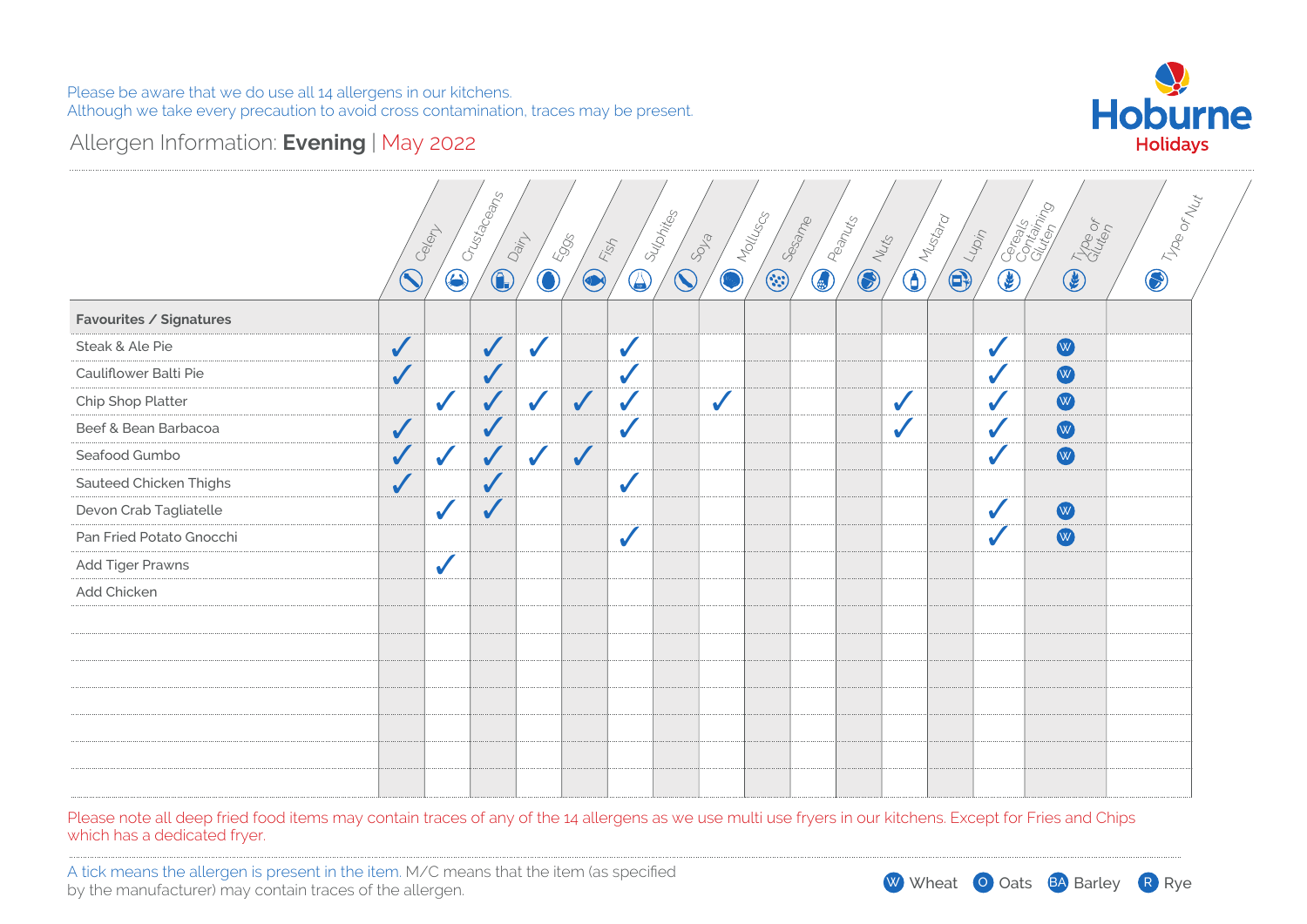Please be aware that we do use all 14 allergens in our kitchens.
Although we take every precaution to avoid cross contamination, traces may be present.

## Allergen Information: **Evening** | May 2022

| Favourites / Signatures | Celery | Crustaceans | Dairy | Eggs | Fish | Sulphites | Soya | Molluscs | Sesame | Peanuts | Nuts | Mustard | Lupin | Cereals Containing Gluten | Type of Gluten | Type of Nut |
|---|---|---|---|---|---|---|---|---|---|---|---|---|---|---|---|---|
| Steak & Ale Pie | ✓ | | ✓ | ✓ | | ✓ | | | | | | | | ✓ | W | |
| Cauliflower Balti Pie | ✓ | | ✓ | | | ✓ | | | | | | | | ✓ | W | |
| Chip Shop Platter | | ✓ | ✓ | ✓ | ✓ | ✓ | | ✓ | | | | ✓ | | ✓ | W | |
| Beef & Bean Barbacoa | ✓ | | ✓ | | | ✓ | | | | | | ✓ | | ✓ | W | |
| Seafood Gumbo | ✓ | ✓ | ✓ | ✓ | ✓ | | | | | | | | | ✓ | W | |
| Sauteed Chicken Thighs | ✓ | | ✓ | | | ✓ | | | | | | | | | | |
| Devon Crab Tagliatelle | | ✓ | ✓ | | | | | | | | | | | ✓ | W | |
| Pan Fried Potato Gnocchi | | | | | | ✓ | | | | | | | | ✓ | W | |
| Add Tiger Prawns | | ✓ | | | | | | | | | | | | | | |
| Add Chicken | | | | | | | | | | | | | | | | |

Please note all deep fried food items may contain traces of any of the 14 allergens as we use multi use fryers in our kitchens. Except for Fries and Chips which has a dedicated fryer.

A tick means the allergen is present in the item. M/C means that the item (as specified by the manufacturer) may contain traces of the allergen.

W Wheat, O Oats, BA Barley, R Rye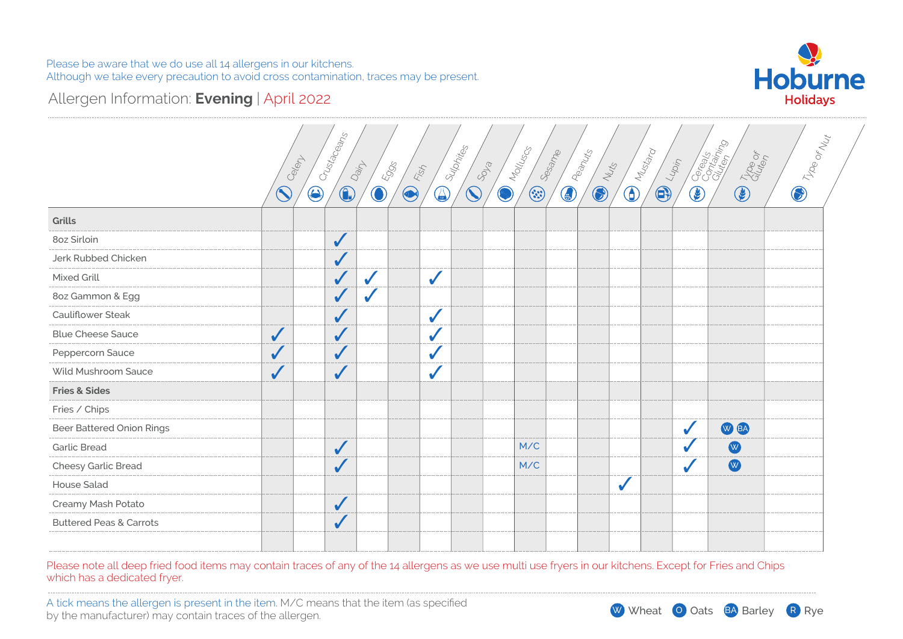Please be aware that we do use all 14 allergens in our kitchens.
Although we take every precaution to avoid cross contamination, traces may be present.

Hoburne Holidays

## Allergen Information: **Evening** | April 2022

| | Celery | Crustaceans | Dairy | Eggs | Fish | Sulphites | Soya | Molluscs | Sesame | Peanuts | Nuts | Mustard | Lupin | Cereals Containing Gluten | Type of Gluten | Type of Nut |
|---|---|---|---|---|---|---|---|---|---|---|---|---|---|---|---|---|
| **Grills** | | | | | | | | | | | | | | | | |
| 8oz Sirloin | | | ✓ | | | | | | | | | | | | | |
| Jerk Rubbed Chicken | | | ✓ | | | | | | | | | | | | | |
| Mixed Grill | | | ✓ | ✓ | | ✓ | | | | | | | | | | |
| 8oz Gammon & Egg | | | ✓ | ✓ | | | | | | | | | | | | |
| Cauliflower Steak | | | ✓ | | | ✓ | | | | | | | | | | |
| Blue Cheese Sauce | ✓ | | ✓ | | | ✓ | | | | | | | | | | |
| Peppercorn Sauce | ✓ | | ✓ | | | ✓ | | | | | | | | | | |
| Wild Mushroom Sauce | ✓ | | ✓ | | | ✓ | | | | | | | | | | |
| **Fries & Sides** | | | | | | | | | | | | | | | | |
| Fries / Chips | | | | | | | | | | | | | | | | |
| Beer Battered Onion Rings | | | | | | | | | | | | | | ✓ | W BA | |
| Garlic Bread | | | ✓ | | | | | | M/C | | | | | ✓ | W | |
| Cheesy Garlic Bread | | | ✓ | | | | | | M/C | | | | | ✓ | W | |
| House Salad | | | | | | | | | | | | ✓ | | | | |
| Creamy Mash Potato | | | ✓ | | | | | | | | | | | | | |
| Buttered Peas & Carrots | | | ✓ | | | | | | | | | | | | | |

Please note all deep fried food items may contain traces of any of the 14 allergens as we use multi use fryers in our kitchens. Except for Fries and Chips which has a dedicated fryer.

A tick means the allergen is present in the item. M/C means that the item (as specified by the manufacturer) may contain traces of the allergen.

W Wheat | O Oats | BA Barley | R Rye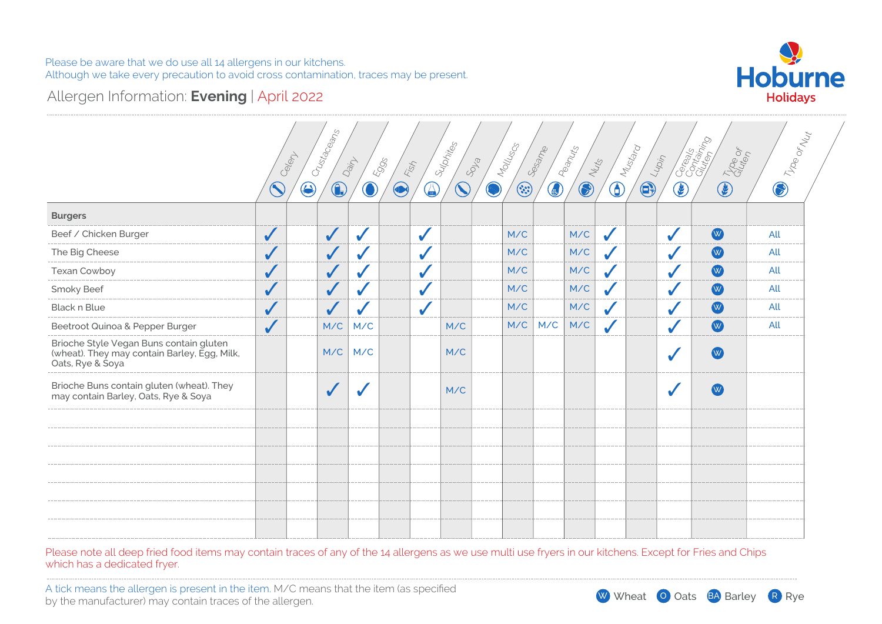Please be aware that we do use all 14 allergens in our kitchens.
Although we take every precaution to avoid cross contamination, traces may be present.

Hoburne Holidays

## Allergen Information: **Evening** | April 2022

| | Celery | Crustaceans | Dairy | Eggs | Fish | Sulphites | Soya | Molluscs | Sesame | Peanuts | Nuts | Mustard | Lupin | Cereals Containing Gluten | Type of Gluten | Type of Nut |
|---|---|---|---|---|---|---|---|---|---|---|---|---|---|---|---|---|
| **Burgers** | | | | | | | | | | | | | | | | |
| Beef / Chicken Burger | ✓ | | ✓ | ✓ | | ✓ | | | M/C | | M/C | ✓ | | ✓ | W | All |
| The Big Cheese | ✓ | | ✓ | ✓ | | ✓ | | | M/C | | M/C | ✓ | | ✓ | W | All |
| Texan Cowboy | ✓ | | ✓ | ✓ | | ✓ | | | M/C | | M/C | ✓ | | ✓ | W | All |
| Smoky Beef | ✓ | | ✓ | ✓ | | ✓ | | | M/C | | M/C | ✓ | | ✓ | W | All |
| Black n Blue | ✓ | | ✓ | ✓ | | ✓ | | | M/C | | M/C | ✓ | | ✓ | W | All |
| Beetroot Quinoa & Pepper Burger | ✓ | | M/C | M/C | | | M/C | | M/C | M/C | M/C | ✓ | | ✓ | W | All |
| Brioche Style Vegan Buns contain gluten (wheat). They may contain Barley, Egg, Milk, Oats, Rye & Soya | | | M/C | M/C | | | M/C | | | | | | | ✓ | W | |
| Brioche Buns contain gluten (wheat). They may contain Barley, Oats, Rye & Soya | | | ✓ | ✓ | | | M/C | | | | | | | ✓ | W | |

Please note all deep fried food items may contain traces of any of the 14 allergens as we use multi use fryers in our kitchens. Except for Fries and Chips which has a dedicated fryer.

A tick means the allergen is present in the item. M/C means that the item (as specified by the manufacturer) may contain traces of the allergen.

W Wheat O Oats BA Barley R Rye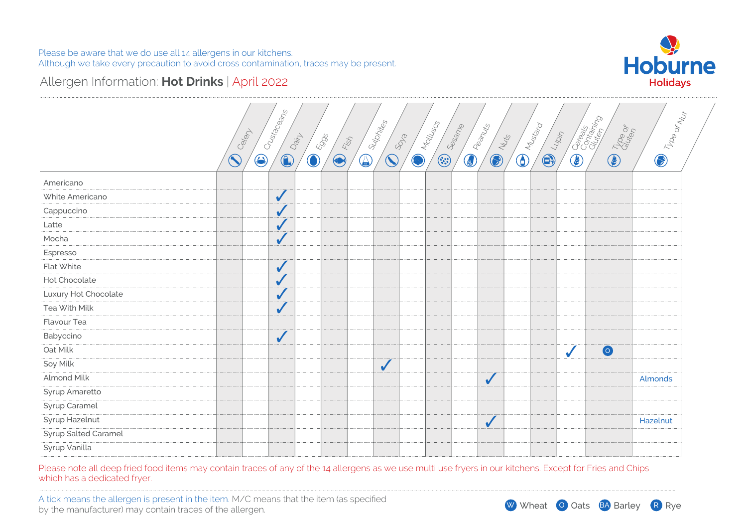Please be aware that we do use all 14 allergens in our kitchens.
Although we take every precaution to avoid cross contamination, traces may be present.

Hoburne Holidays

# Allergen Information: **Hot Drinks** | April 2022

| | Celery | Crustaceans | Dairy | Eggs | Fish | Sulphites | Soya | Molluscs | Sesame | Peanuts | Nuts | Mustard | Lupin | Cereals Containing Gluten | Type of Gluten | Type of Nut |
|---|---|---|---|---|---|---|---|---|---|---|---|---|---|---|---|---|
| Americano | | | | | | | | | | | | | | | | |
| White Americano | | | ✓ | | | | | | | | | | | | | |
| Cappuccino | | | ✓ | | | | | | | | | | | | | |
| Latte | | | ✓ | | | | | | | | | | | | | |
| Mocha | | | ✓ | | | | | | | | | | | | | |
| Espresso | | | | | | | | | | | | | | | | |
| Flat White | | | ✓ | | | | | | | | | | | | | |
| Hot Chocolate | | | ✓ | | | | | | | | | | | | | |
| Luxury Hot Chocolate | | | ✓ | | | | | | | | | | | | | |
| Tea With Milk | | | ✓ | | | | | | | | | | | | | |
| Flavour Tea | | | | | | | | | | | | | | | | |
| Babyccino | | | ✓ | | | | | | | | | | | | | |
| Oat Milk | | | | | | | | | | | | | | ✓ | O | |
| Soy Milk | | | | | | | ✓ | | | | | | | | | |
| Almond Milk | | | | | | | | | | | ✓ | | | | | Almonds |
| Syrup Amaretto | | | | | | | | | | | | | | | | |
| Syrup Caramel | | | | | | | | | | | | | | | | |
| Syrup Hazelnut | | | | | | | | | | | ✓ | | | | | Hazelnut |
| Syrup Salted Caramel | | | | | | | | | | | | | | | | |
| Syrup Vanilla | | | | | | | | | | | | | | | | |

Please note all deep fried food items may contain traces of any of the 14 allergens as we use multi use fryers in our kitchens. Except for Fries and Chips which has a dedicated fryer.

A tick means the allergen is present in the item. M/C means that the item (as specified by the manufacturer) may contain traces of the allergen.

W Wheat O Oats BA Barley R Rye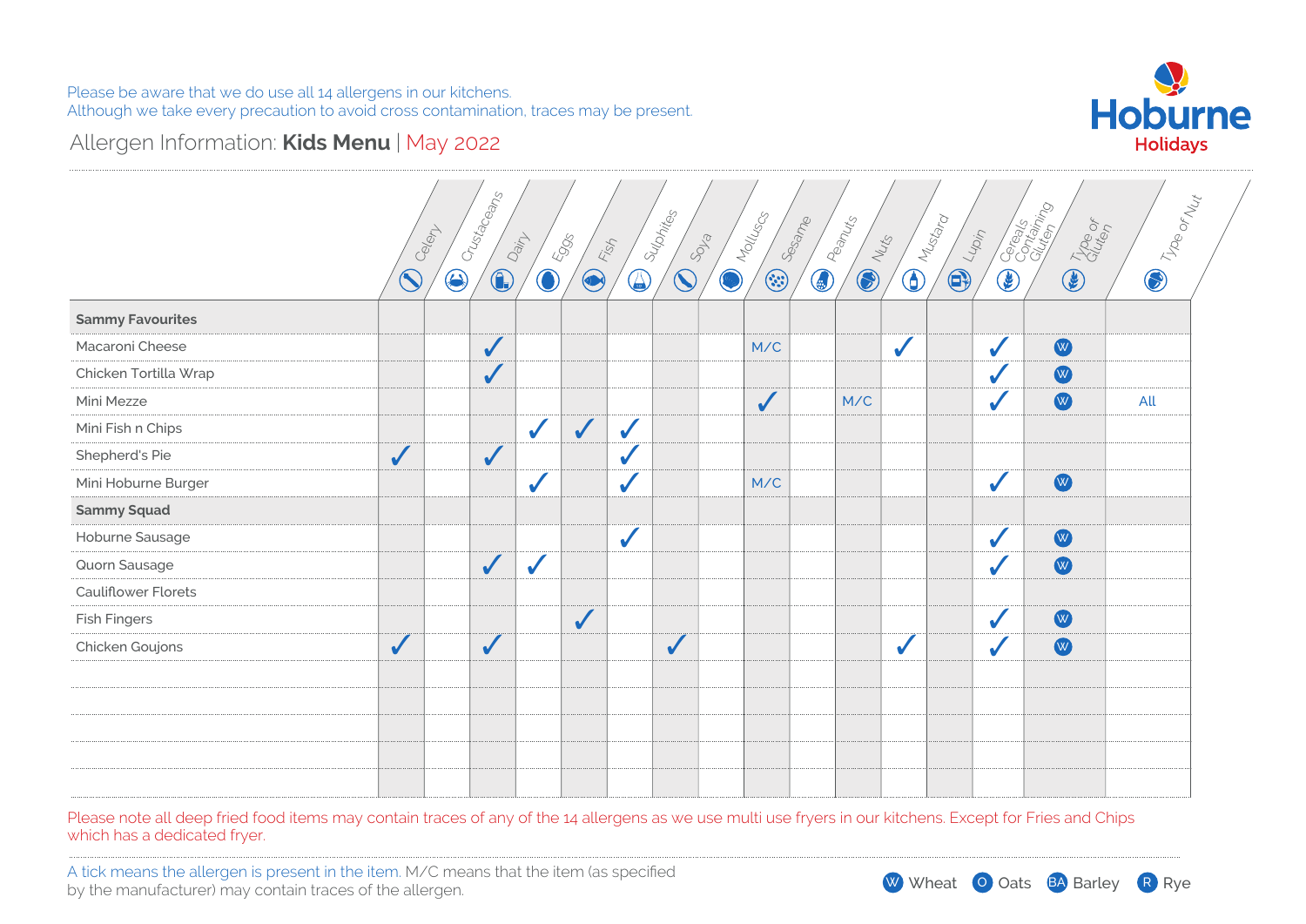Please be aware that we do use all 14 allergens in our kitchens.
Although we take every precaution to avoid cross contamination, traces may be present.

## Allergen Information: **Kids Menu** | May 2022

| | Celery | Crustaceans | Dairy | Eggs | Fish | Sulphites | Soya | Molluscs | Sesame | Peanuts | Nuts | Mustard | Lupin | Cereals Containing Gluten | Type of Gluten | Type of Nut |
|---|---|---|---|---|---|---|---|---|---|---|---|---|---|---|---|---|
| **Sammy Favourites** | | | | | | | | | | | | | | | | |
| Macaroni Cheese | | | ✓ | | | | | | M/C | | | ✓ | | ✓ | W | |
| Chicken Tortilla Wrap | | | ✓ | | | | | | | | | | | ✓ | W | |
| Mini Mezze | | | | | | | | | ✓ | | M/C | | | ✓ | W | All |
| Mini Fish n Chips | | | | ✓ | ✓ | ✓ | | | | | | | | | | |
| Shepherd's Pie | ✓ | | ✓ | | | ✓ | | | | | | | | | | |
| Mini Hoburne Burger | | | | ✓ | | ✓ | | | M/C | | | | | ✓ | W | |
| **Sammy Squad** | | | | | | | | | | | | | | | | |
| Hoburne Sausage | | | | | | ✓ | | | | | | | | ✓ | W | |
| Quorn Sausage | | | ✓ | ✓ | | | | | | | | | | ✓ | W | |
| Cauliflower Florets | | | | | | | | | | | | | | | | |
| Fish Fingers | | | | | ✓ | | | | | | | | | ✓ | W | |
| Chicken Goujons | ✓ | | ✓ | | | | ✓ | | | | | ✓ | | ✓ | W | |

Please note all deep fried food items may contain traces of any of the 14 allergens as we use multi use fryers in our kitchens. Except for Fries and Chips which has a dedicated fryer.

A tick means the allergen is present in the item. M/C means that the item (as specified by the manufacturer) may contain traces of the allergen.

W Wheat   O Oats   BA Barley   R Rye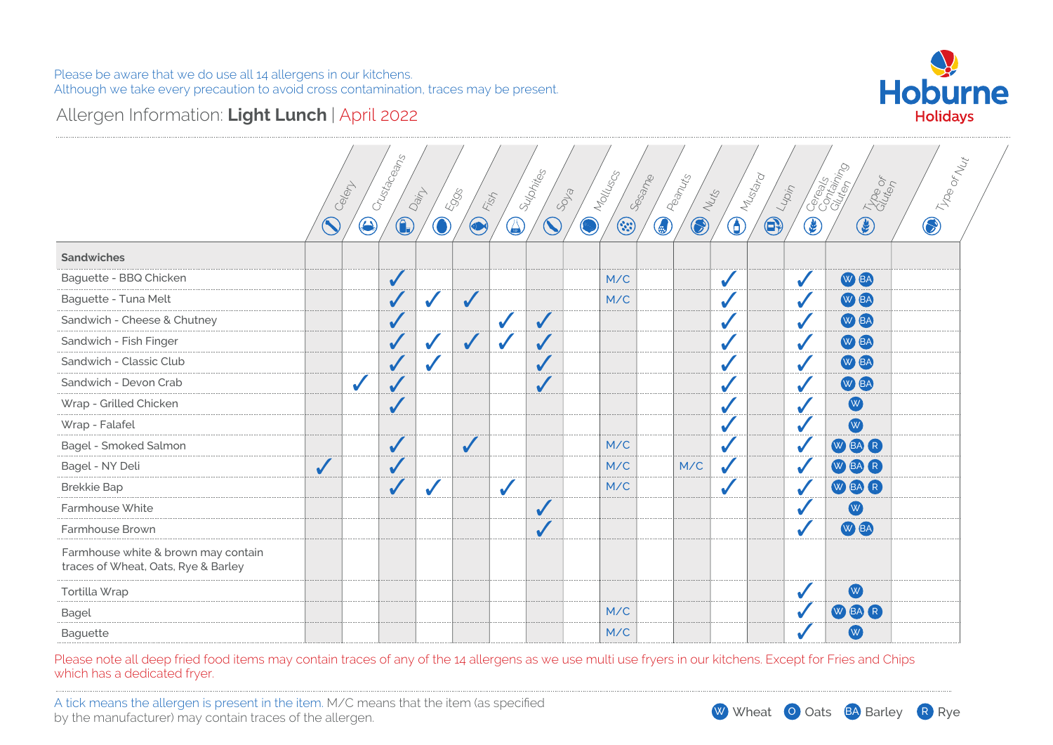Please be aware that we do use all 14 allergens in our kitchens.
Although we take every precaution to avoid cross contamination, traces may be present.

Hoburne Holidays

# Allergen Information: **Light Lunch** | April 2022

| | Celery | Crustaceans | Dairy | Eggs | Fish | Sulphites | Soya | Molluscs | Sesame | Peanuts | Nuts | Mustard | Lupin | Cereals Containing Gluten | Type of Gluten | Type of Nut |
|---|---|---|---|---|---|---|---|---|---|---|---|---|---|---|---|---|
| **Sandwiches** | | | | | | | | | | | | | | | | |
| Baguette - BBQ Chicken | | | ✓ | | | | | | M/C | | | ✓ | | ✓ | W BA | |
| Baguette - Tuna Melt | | | ✓ | ✓ | ✓ | | | | M/C | | | ✓ | | ✓ | W BA | |
| Sandwich - Cheese & Chutney | | | ✓ | | | ✓ | ✓ | | | | | ✓ | | ✓ | W BA | |
| Sandwich - Fish Finger | | | ✓ | ✓ | ✓ | ✓ | ✓ | | | | | ✓ | | ✓ | W BA | |
| Sandwich - Classic Club | | | ✓ | ✓ | | | ✓ | | | | | ✓ | | ✓ | W BA | |
| Sandwich - Devon Crab | | ✓ | ✓ | | | | ✓ | | | | | ✓ | | ✓ | W BA | |
| Wrap - Grilled Chicken | | | ✓ | | | | | | | | | ✓ | | ✓ | W | |
| Wrap - Falafel | | | | | | | | | | | | ✓ | | ✓ | W | |
| Bagel - Smoked Salmon | | | ✓ | | ✓ | | | | M/C | | | ✓ | | ✓ | W BA R | |
| Bagel - NY Deli | ✓ | | ✓ | | | | | | M/C | | M/C | ✓ | | ✓ | W BA R | |
| Brekkie Bap | | | ✓ | ✓ | | ✓ | | | M/C | | | ✓ | | ✓ | W BA R | |
| Farmhouse White | | | | | | | ✓ | | | | | | | ✓ | W | |
| Farmhouse Brown | | | | | | | ✓ | | | | | | | ✓ | W BA | |
| Farmhouse white & brown may contain traces of Wheat, Oats, Rye & Barley | | | | | | | | | | | | | | | | |
| Tortilla Wrap | | | | | | | | | | | | | | ✓ | W | |
| Bagel | | | | | | | | | M/C | | | | | ✓ | W BA R | |
| Baguette | | | | | | | | | M/C | | | | | ✓ | W | |

Please note all deep fried food items may contain traces of any of the 14 allergens as we use multi use fryers in our kitchens. Except for Fries and Chips which has a dedicated fryer.

A tick means the allergen is present in the item. M/C means that the item (as specified by the manufacturer) may contain traces of the allergen.

W Wheat O Oats BA Barley R Rye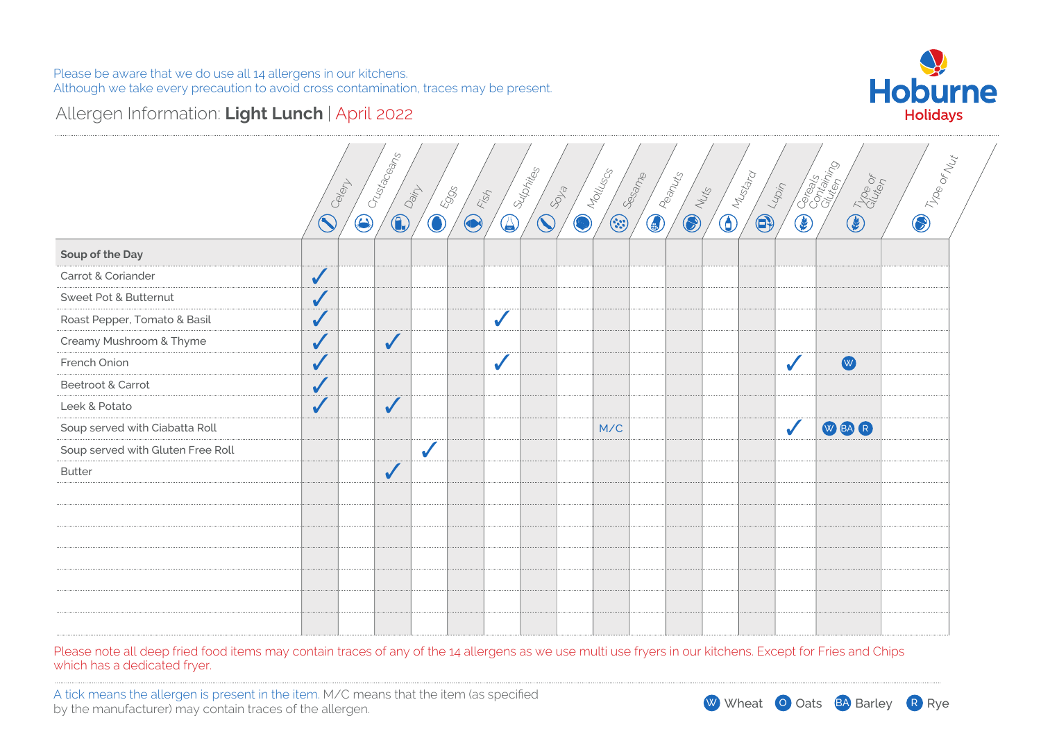Please be aware that we do use all 14 allergens in our kitchens.
Although we take every precaution to avoid cross contamination, traces may be present.

Hoburne Holidays

# Allergen Information: **Light Lunch** | April 2022

| | Celery | Crustaceans | Dairy | Eggs | Fish | Sulphites | Soya | Molluscs | Sesame | Peanuts | Nuts | Mustard | Lupin | Cereals Containing Gluten | Type of Gluten | Type of Nut |
|---|---|---|---|---|---|---|---|---|---|---|---|---|---|---|---|---|
| **Soup of the Day** | | | | | | | | | | | | | | | | |
| Carrot & Coriander | ✓ | | | | | | | | | | | | | | | |
| Sweet Pot & Butternut | ✓ | | | | | | | | | | | | | | | |
| Roast Pepper, Tomato & Basil | ✓ | | | | | ✓ | | | | | | | | | | |
| Creamy Mushroom & Thyme | ✓ | | ✓ | | | | | | | | | | | | | |
| French Onion | ✓ | | | | | ✓ | | | | | | | | ✓ | W | |
| Beetroot & Carrot | ✓ | | | | | | | | | | | | | | | |
| Leek & Potato | ✓ | | ✓ | | | | | | | | | | | | | |
| Soup served with Ciabatta Roll | | | | | | | | | M/C | | | | | ✓ | W BA R | |
| Soup served with Gluten Free Roll | | | | ✓ | | | | | | | | | | | | |
| Butter | | | ✓ | | | | | | | | | | | | | |

Please note all deep fried food items may contain traces of any of the 14 allergens as we use multi use fryers in our kitchens. Except for Fries and Chips which has a dedicated fryer.

A tick means the allergen is present in the item. M/C means that the item (as specified by the manufacturer) may contain traces of the allergen.

W Wheat O Oats BA Barley R Rye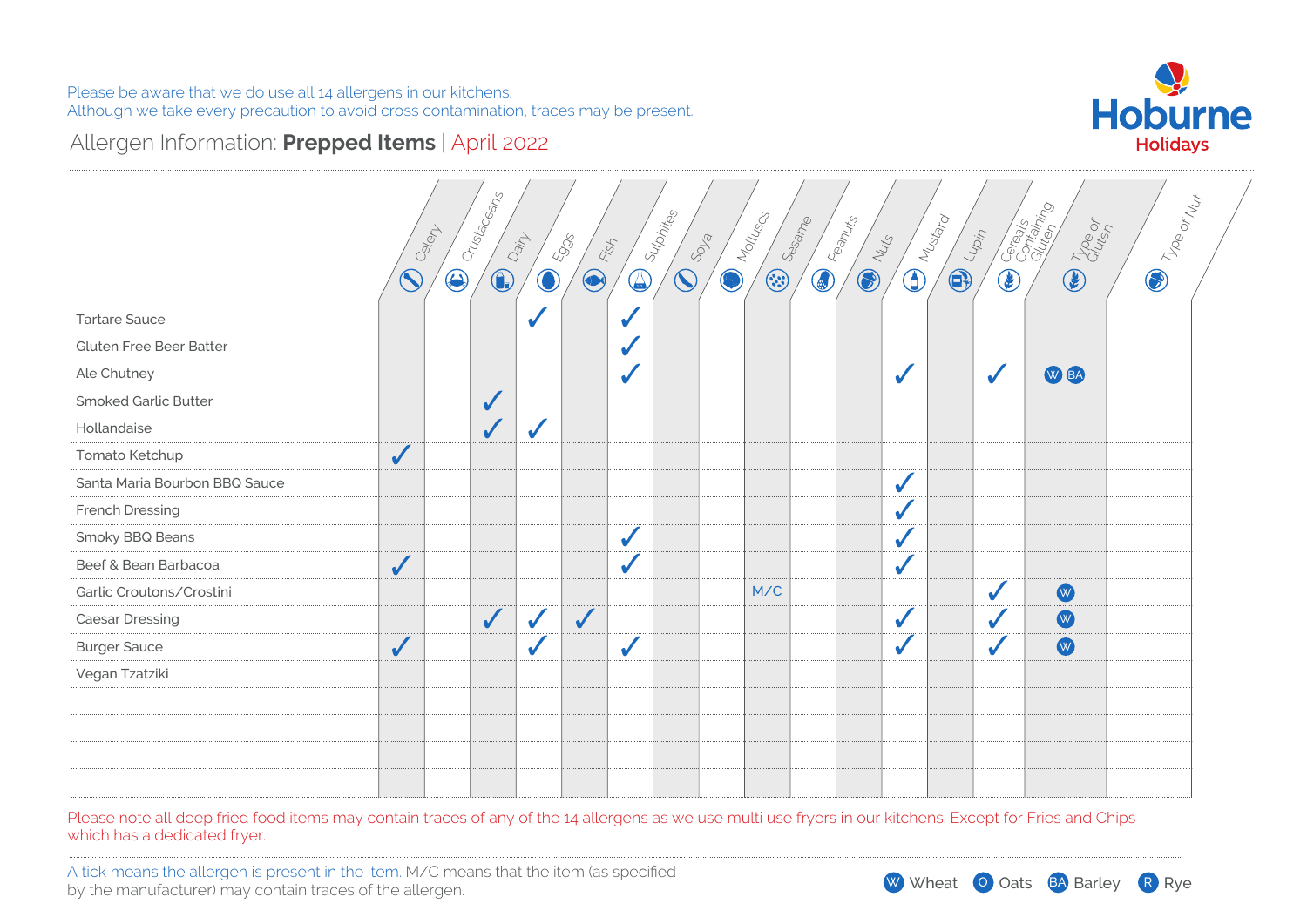Please be aware that we do use all 14 allergens in our kitchens.
Although we take every precaution to avoid cross contamination, traces may be present.

# Allergen Information: **Prepped Items** | April 2022

Hoburne Holidays

| | Celery | Crustaceans | Dairy | Eggs | Fish | Sulphites | Soya | Molluscs | Sesame | Peanuts | Nuts | Mustard | Lupin | Cereals Containing Gluten | Type of Gluten | Type of Nut |
|---|---|---|---|---|---|---|---|---|---|---|---|---|---|---|---|---|
| Tartare Sauce | | | | ✓ | | ✓ | | | | | | | | | | |
| Gluten Free Beer Batter | | | | | | ✓ | | | | | | | | | | |
| Ale Chutney | | | | | | ✓ | | | | | | ✓ | | ✓ | W BA | |
| Smoked Garlic Butter | | | ✓ | | | | | | | | | | | | | |
| Hollandaise | | | ✓ | ✓ | | | | | | | | | | | | |
| Tomato Ketchup | ✓ | | | | | | | | | | | | | | | |
| Santa Maria Bourbon BBQ Sauce | | | | | | | | | | | | ✓ | | | | |
| French Dressing | | | | | | | | | | | | ✓ | | | | |
| Smoky BBQ Beans | | | | | | ✓ | | | | | | ✓ | | | | |
| Beef & Bean Barbacoa | ✓ | | | | | ✓ | | | | | | ✓ | | | | |
| Garlic Croutons/Crostini | | | | | | | | | M/C | | | | | ✓ | W | |
| Caesar Dressing | | | ✓ | ✓ | ✓ | | | | | | | ✓ | | ✓ | W | |
| Burger Sauce | ✓ | | | ✓ | | ✓ | | | | | | ✓ | | ✓ | W | |
| Vegan Tzatziki | | | | | | | | | | | | | | | | |

Please note all deep fried food items may contain traces of any of the 14 allergens as we use multi use fryers in our kitchens. Except for Fries and Chips which has a dedicated fryer.

A tick means the allergen is present in the item. M/C means that the item (as specified by the manufacturer) may contain traces of the allergen.

W Wheat O Oats BA Barley R Rye